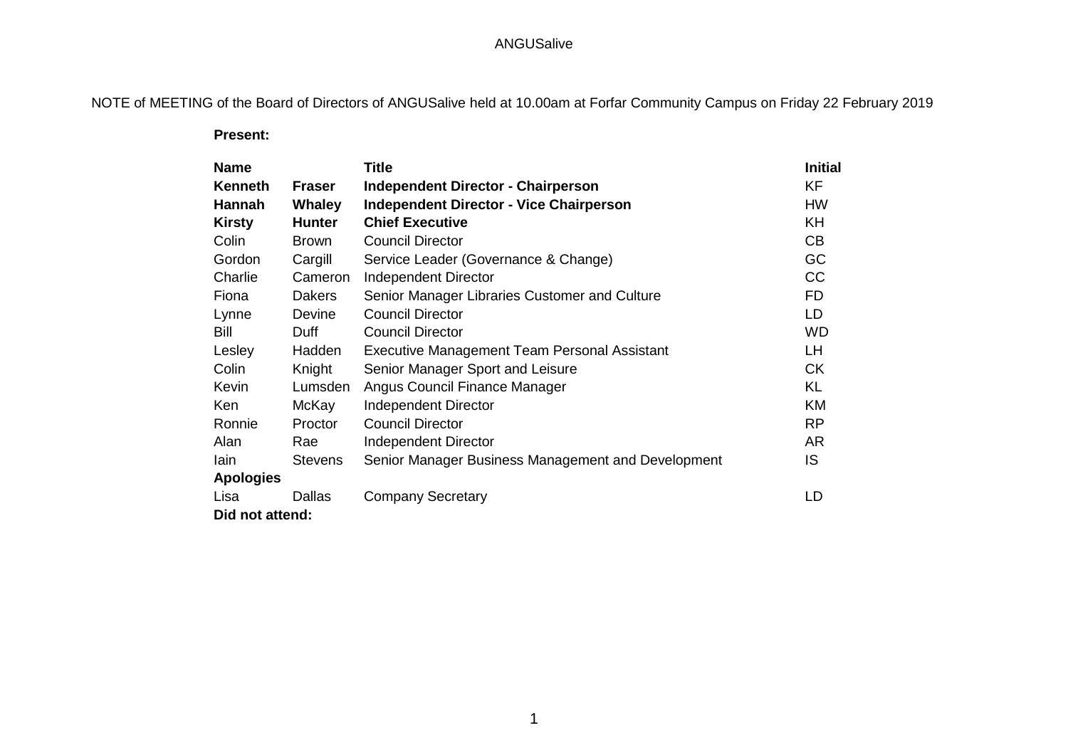# ANGUSalive

NOTE of MEETING of the Board of Directors of ANGUSalive held at 10.00am at Forfar Community Campus on Friday 22 February 2019

**Present:**

| Name | | Title | Initial |
|---|---|---|---|
| **Kenneth** | **Fraser** | **Independent Director - Chairperson** | KF |
| **Hannah** | **Whaley** | **Independent Director - Vice Chairperson** | HW |
| **Kirsty** | **Hunter** | **Chief Executive** | KH |
| Colin | Brown | Council Director | CB |
| Gordon | Cargill | Service Leader (Governance & Change) | GC |
| Charlie | Cameron | Independent Director | CC |
| Fiona | Dakers | Senior Manager Libraries Customer and Culture | FD |
| Lynne | Devine | Council Director | LD |
| Bill | Duff | Council Director | WD |
| Lesley | Hadden | Executive Management Team Personal Assistant | LH |
| Colin | Knight | Senior Manager Sport and Leisure | CK |
| Kevin | Lumsden | Angus Council Finance Manager | KL |
| Ken | McKay | Independent Director | KM |
| Ronnie | Proctor | Council Director | RP |
| Alan | Rae | Independent Director | AR |
| Iain | Stevens | Senior Manager Business Management and Development | IS |
| **Apologies** | | | |
| Lisa | Dallas | Company Secretary | LD |
| **Did not attend:** | | | |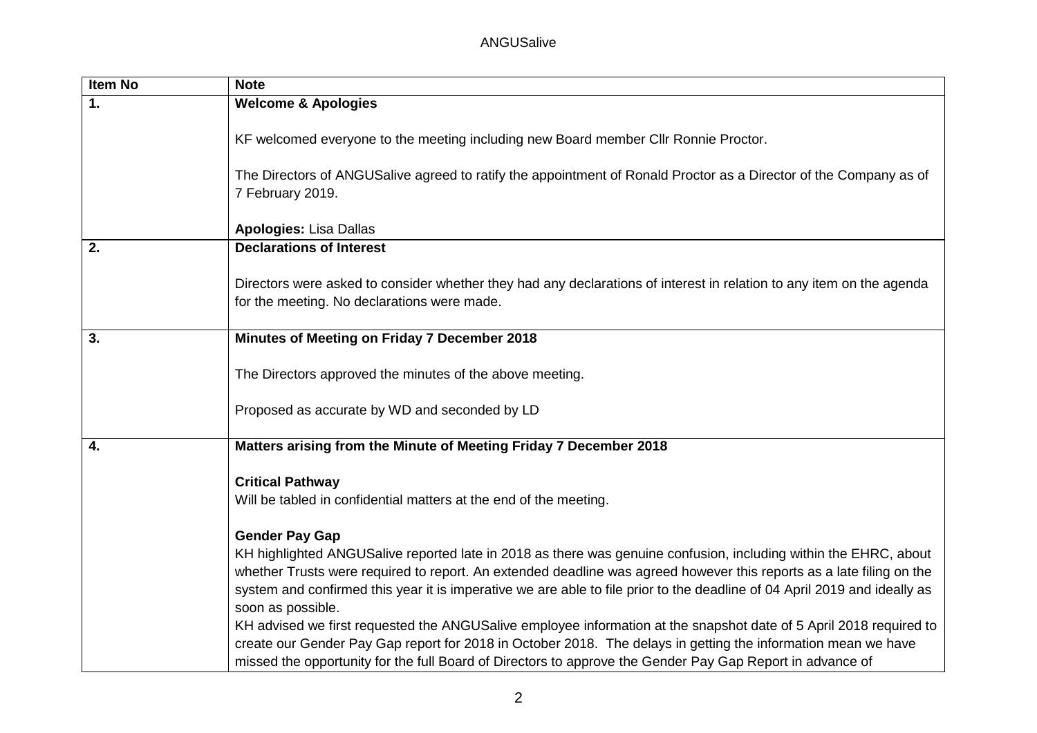| Item No | Note |
|---|---|
| **1.** | **Welcome & Apologies**<br><br>KF welcomed everyone to the meeting including new Board member Cllr Ronnie Proctor.<br><br>The Directors of ANGUSalive agreed to ratify the appointment of Ronald Proctor as a Director of the Company as of 7 February 2019.<br><br>**Apologies:** Lisa Dallas |
| **2.** | **Declarations of Interest**<br><br>Directors were asked to consider whether they had any declarations of interest in relation to any item on the agenda for the meeting. No declarations were made. |
| **3.** | **Minutes of Meeting on Friday 7 December 2018**<br><br>The Directors approved the minutes of the above meeting.<br><br>Proposed as accurate by WD and seconded by LD |
| **4.** | **Matters arising from the Minute of Meeting Friday 7 December 2018**<br><br>**Critical Pathway**<br>Will be tabled in confidential matters at the end of the meeting.<br><br>**Gender Pay Gap**<br>KH highlighted ANGUSalive reported late in 2018 as there was genuine confusion, including within the EHRC, about whether Trusts were required to report. An extended deadline was agreed however this reports as a late filing on the system and confirmed this year it is imperative we are able to file prior to the deadline of 04 April 2019 and ideally as soon as possible.<br>KH advised we first requested the ANGUSalive employee information at the snapshot date of 5 April 2018 required to create our Gender Pay Gap report for 2018 in October 2018. The delays in getting the information mean we have missed the opportunity for the full Board of Directors to approve the Gender Pay Gap Report in advance of |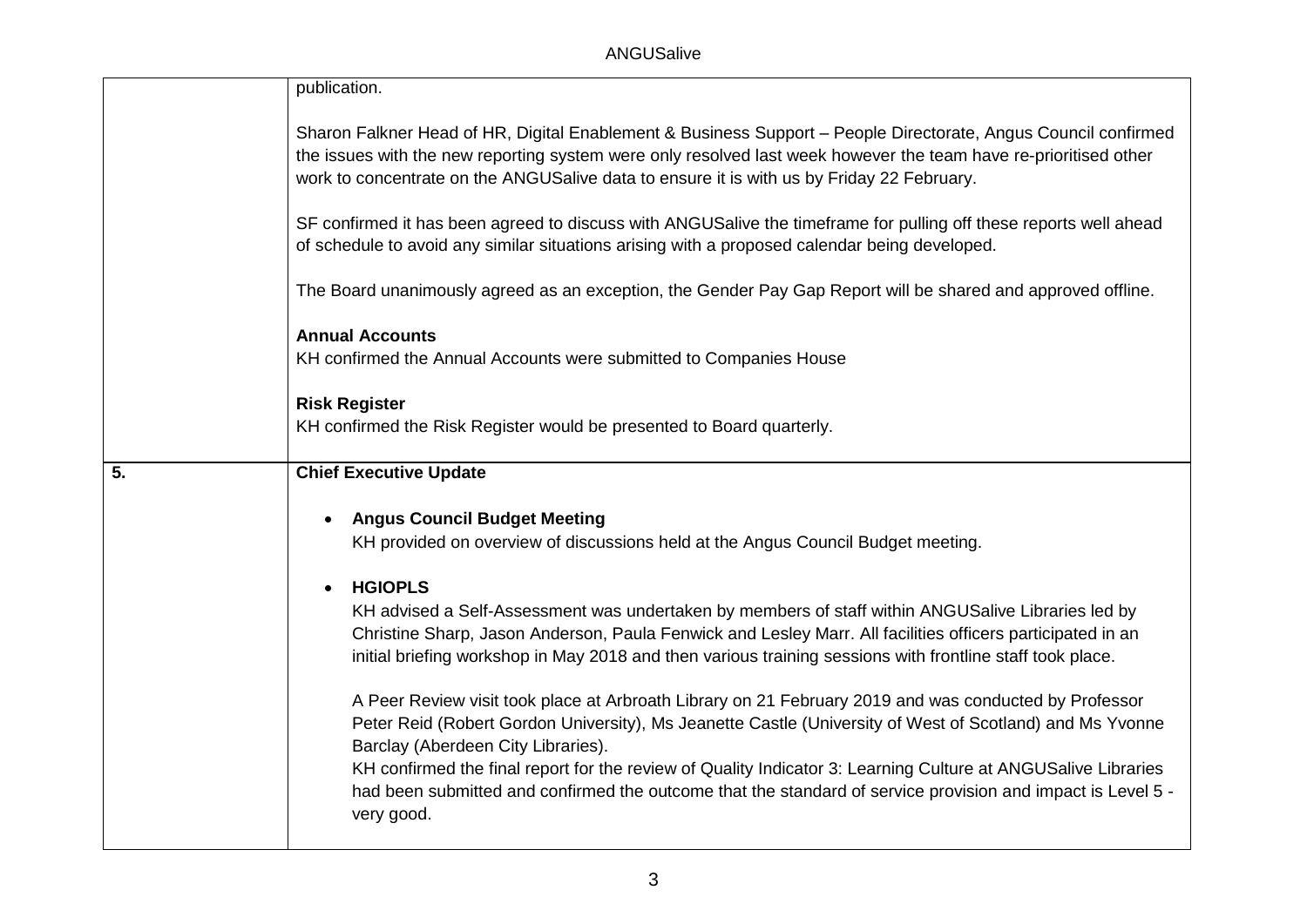| | |
|---|---|
| | publication.<br><br>Sharon Falkner Head of HR, Digital Enablement & Business Support – People Directorate, Angus Council confirmed the issues with the new reporting system were only resolved last week however the team have re-prioritised other work to concentrate on the ANGUSalive data to ensure it is with us by Friday 22 February.<br><br>SF confirmed it has been agreed to discuss with ANGUSalive the timeframe for pulling off these reports well ahead of schedule to avoid any similar situations arising with a proposed calendar being developed.<br><br>The Board unanimously agreed as an exception, the Gender Pay Gap Report will be shared and approved offline.<br><br>**Annual Accounts**<br>KH confirmed the Annual Accounts were submitted to Companies House<br><br>**Risk Register**<br>KH confirmed the Risk Register would be presented to Board quarterly. |
| **5.** | **Chief Executive Update**<br><br>• **Angus Council Budget Meeting**<br>KH provided on overview of discussions held at the Angus Council Budget meeting.<br><br>• **HGIOPLS**<br>KH advised a Self-Assessment was undertaken by members of staff within ANGUSalive Libraries led by Christine Sharp, Jason Anderson, Paula Fenwick and Lesley Marr. All facilities officers participated in an initial briefing workshop in May 2018 and then various training sessions with frontline staff took place.<br><br>A Peer Review visit took place at Arbroath Library on 21 February 2019 and was conducted by Professor Peter Reid (Robert Gordon University), Ms Jeanette Castle (University of West of Scotland) and Ms Yvonne Barclay (Aberdeen City Libraries).<br>KH confirmed the final report for the review of Quality Indicator 3: Learning Culture at ANGUSalive Libraries had been submitted and confirmed the outcome that the standard of service provision and impact is Level 5 - very good. |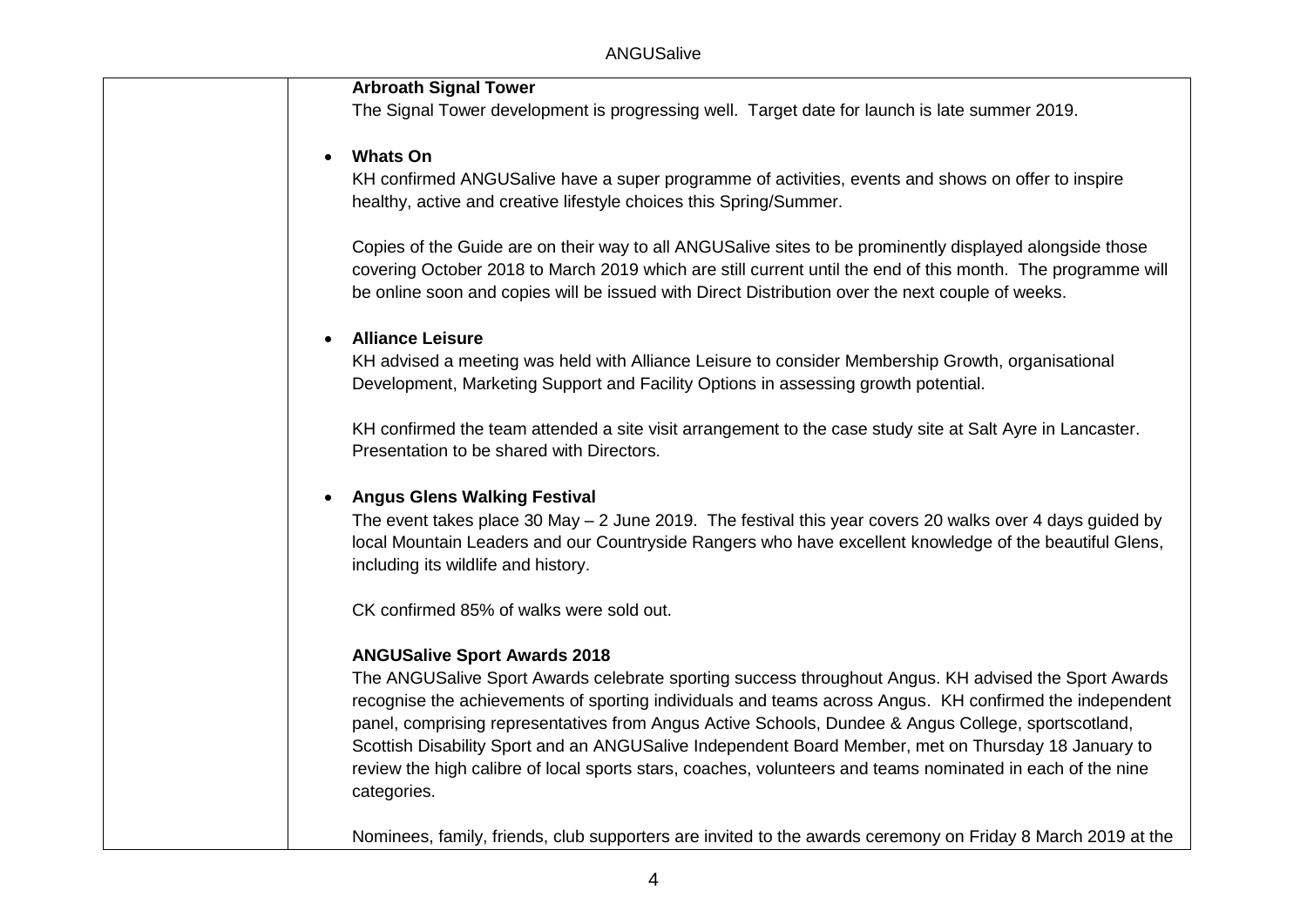**Arbroath Signal Tower**
The Signal Tower development is progressing well. Target date for launch is late summer 2019.

- **Whats On**
  KH confirmed ANGUSalive have a super programme of activities, events and shows on offer to inspire healthy, active and creative lifestyle choices this Spring/Summer.

  Copies of the Guide are on their way to all ANGUSalive sites to be prominently displayed alongside those covering October 2018 to March 2019 which are still current until the end of this month. The programme will be online soon and copies will be issued with Direct Distribution over the next couple of weeks.

- **Alliance Leisure**
  KH advised a meeting was held with Alliance Leisure to consider Membership Growth, organisational Development, Marketing Support and Facility Options in assessing growth potential.

  KH confirmed the team attended a site visit arrangement to the case study site at Salt Ayre in Lancaster. Presentation to be shared with Directors.

- **Angus Glens Walking Festival**
  The event takes place 30 May – 2 June 2019. The festival this year covers 20 walks over 4 days guided by local Mountain Leaders and our Countryside Rangers who have excellent knowledge of the beautiful Glens, including its wildlife and history.

  CK confirmed 85% of walks were sold out.

**ANGUSalive Sport Awards 2018**
The ANGUSalive Sport Awards celebrate sporting success throughout Angus. KH advised the Sport Awards recognise the achievements of sporting individuals and teams across Angus. KH confirmed the independent panel, comprising representatives from Angus Active Schools, Dundee & Angus College, sportscotland, Scottish Disability Sport and an ANGUSalive Independent Board Member, met on Thursday 18 January to review the high calibre of local sports stars, coaches, volunteers and teams nominated in each of the nine categories.

Nominees, family, friends, club supporters are invited to the awards ceremony on Friday 8 March 2019 at the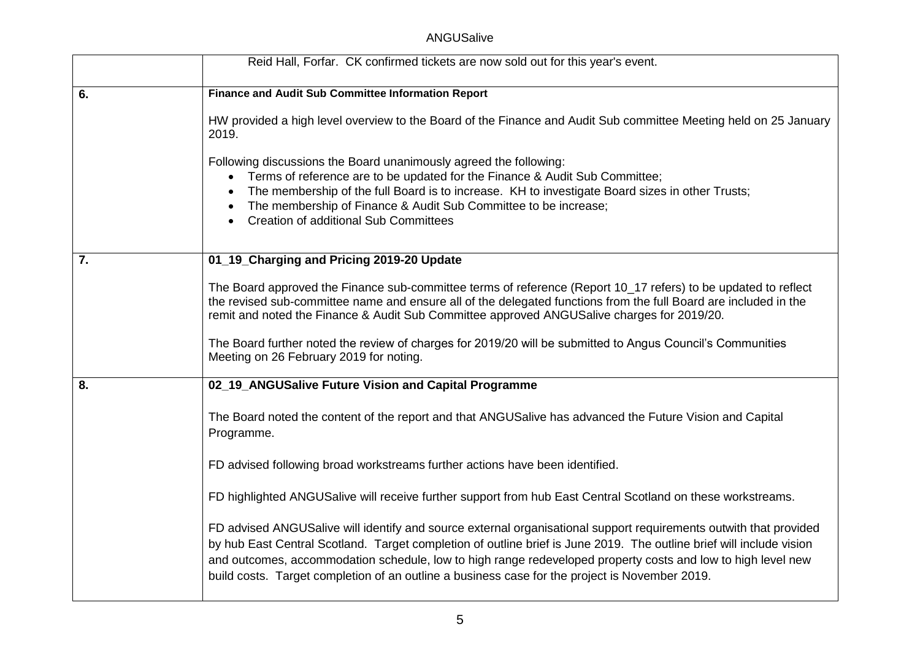| | |
|---|---|
| | Reid Hall, Forfar. CK confirmed tickets are now sold out for this year's event. |
| **6.** | **Finance and Audit Sub Committee Information Report**<br><br>HW provided a high level overview to the Board of the Finance and Audit Sub committee Meeting held on 25 January 2019.<br><br>Following discussions the Board unanimously agreed the following:<br>• Terms of reference are to be updated for the Finance & Audit Sub Committee;<br>• The membership of the full Board is to increase. KH to investigate Board sizes in other Trusts;<br>• The membership of Finance & Audit Sub Committee to be increase;<br>• Creation of additional Sub Committees |
| **7.** | **01_19_Charging and Pricing 2019-20 Update**<br><br>The Board approved the Finance sub-committee terms of reference (Report 10_17 refers) to be updated to reflect the revised sub-committee name and ensure all of the delegated functions from the full Board are included in the remit and noted the Finance & Audit Sub Committee approved ANGUSalive charges for 2019/20.<br><br>The Board further noted the review of charges for 2019/20 will be submitted to Angus Council's Communities Meeting on 26 February 2019 for noting. |
| **8.** | **02_19_ANGUSalive Future Vision and Capital Programme**<br><br>The Board noted the content of the report and that ANGUSalive has advanced the Future Vision and Capital Programme.<br><br>FD advised following broad workstreams further actions have been identified.<br><br>FD highlighted ANGUSalive will receive further support from hub East Central Scotland on these workstreams.<br><br>FD advised ANGUSalive will identify and source external organisational support requirements outwith that provided by hub East Central Scotland. Target completion of outline brief is June 2019. The outline brief will include vision and outcomes, accommodation schedule, low to high range redeveloped property costs and low to high level new build costs. Target completion of an outline a business case for the project is November 2019. |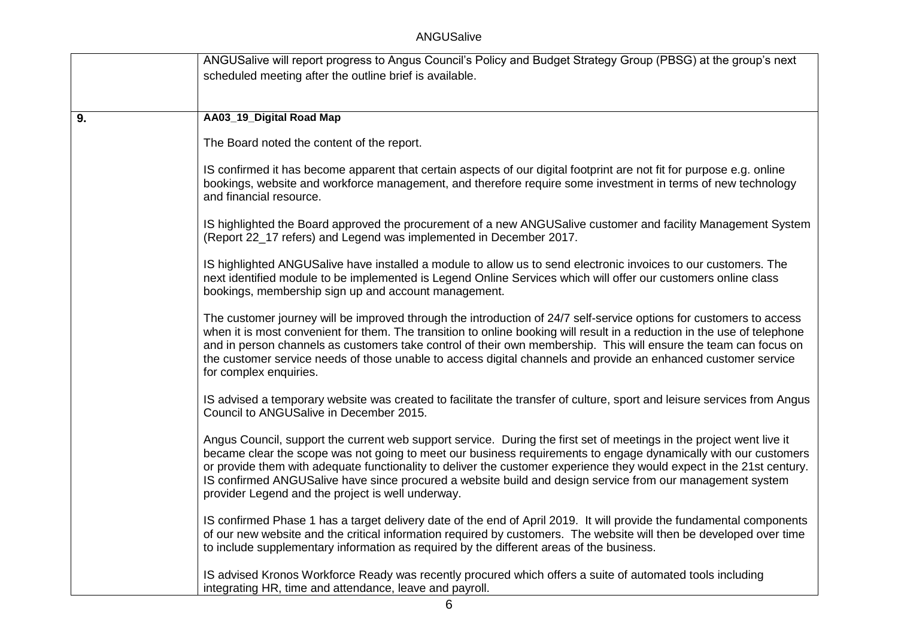| | |
|---|---|
| | ANGUSalive will report progress to Angus Council's Policy and Budget Strategy Group (PBSG) at the group's next scheduled meeting after the outline brief is available. |
| **9.** | **AA03_19_Digital Road Map**<br><br>The Board noted the content of the report.<br><br>IS confirmed it has become apparent that certain aspects of our digital footprint are not fit for purpose e.g. online bookings, website and workforce management, and therefore require some investment in terms of new technology and financial resource.<br><br>IS highlighted the Board approved the procurement of a new ANGUSalive customer and facility Management System (Report 22_17 refers) and Legend was implemented in December 2017.<br><br>IS highlighted ANGUSalive have installed a module to allow us to send electronic invoices to our customers. The next identified module to be implemented is Legend Online Services which will offer our customers online class bookings, membership sign up and account management.<br><br>The customer journey will be improved through the introduction of 24/7 self-service options for customers to access when it is most convenient for them. The transition to online booking will result in a reduction in the use of telephone and in person channels as customers take control of their own membership. This will ensure the team can focus on the customer service needs of those unable to access digital channels and provide an enhanced customer service for complex enquiries.<br><br>IS advised a temporary website was created to facilitate the transfer of culture, sport and leisure services from Angus Council to ANGUSalive in December 2015.<br><br>Angus Council, support the current web support service. During the first set of meetings in the project went live it became clear the scope was not going to meet our business requirements to engage dynamically with our customers or provide them with adequate functionality to deliver the customer experience they would expect in the 21st century. IS confirmed ANGUSalive have since procured a website build and design service from our management system provider Legend and the project is well underway.<br><br>IS confirmed Phase 1 has a target delivery date of the end of April 2019. It will provide the fundamental components of our new website and the critical information required by customers. The website will then be developed over time to include supplementary information as required by the different areas of the business.<br><br>IS advised Kronos Workforce Ready was recently procured which offers a suite of automated tools including integrating HR, time and attendance, leave and payroll. |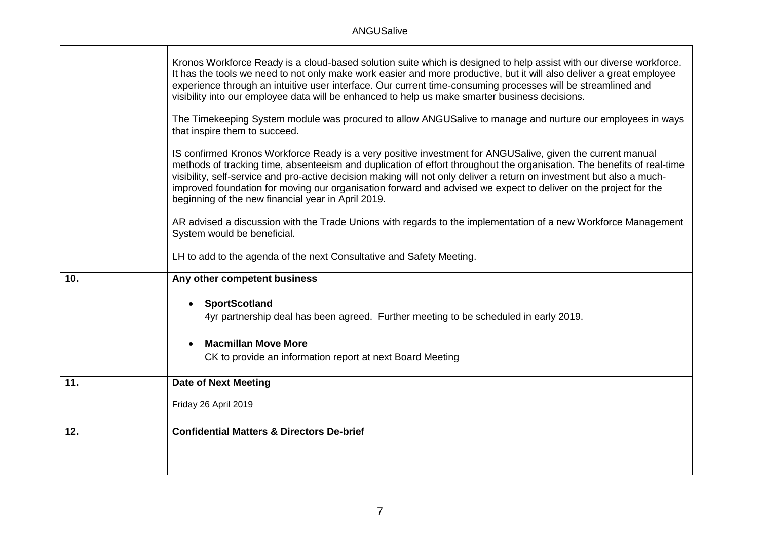| | |
|---|---|
| | Kronos Workforce Ready is a cloud-based solution suite which is designed to help assist with our diverse workforce. It has the tools we need to not only make work easier and more productive, but it will also deliver a great employee experience through an intuitive user interface. Our current time-consuming processes will be streamlined and visibility into our employee data will be enhanced to help us make smarter business decisions.<br><br>The Timekeeping System module was procured to allow ANGUSalive to manage and nurture our employees in ways that inspire them to succeed.<br><br>IS confirmed Kronos Workforce Ready is a very positive investment for ANGUSalive, given the current manual methods of tracking time, absenteeism and duplication of effort throughout the organisation. The benefits of real-time visibility, self-service and pro-active decision making will not only deliver a return on investment but also a much-improved foundation for moving our organisation forward and advised we expect to deliver on the project for the beginning of the new financial year in April 2019.<br><br>AR advised a discussion with the Trade Unions with regards to the implementation of a new Workforce Management System would be beneficial.<br><br>LH to add to the agenda of the next Consultative and Safety Meeting. |
| **10.** | **Any other competent business**<br><br>• **SportScotland**<br>4yr partnership deal has been agreed. Further meeting to be scheduled in early 2019.<br><br>• **Macmillan Move More**<br>CK to provide an information report at next Board Meeting |
| **11.** | **Date of Next Meeting**<br><br>Friday 26 April 2019 |
| **12.** | **Confidential Matters & Directors De-brief** |